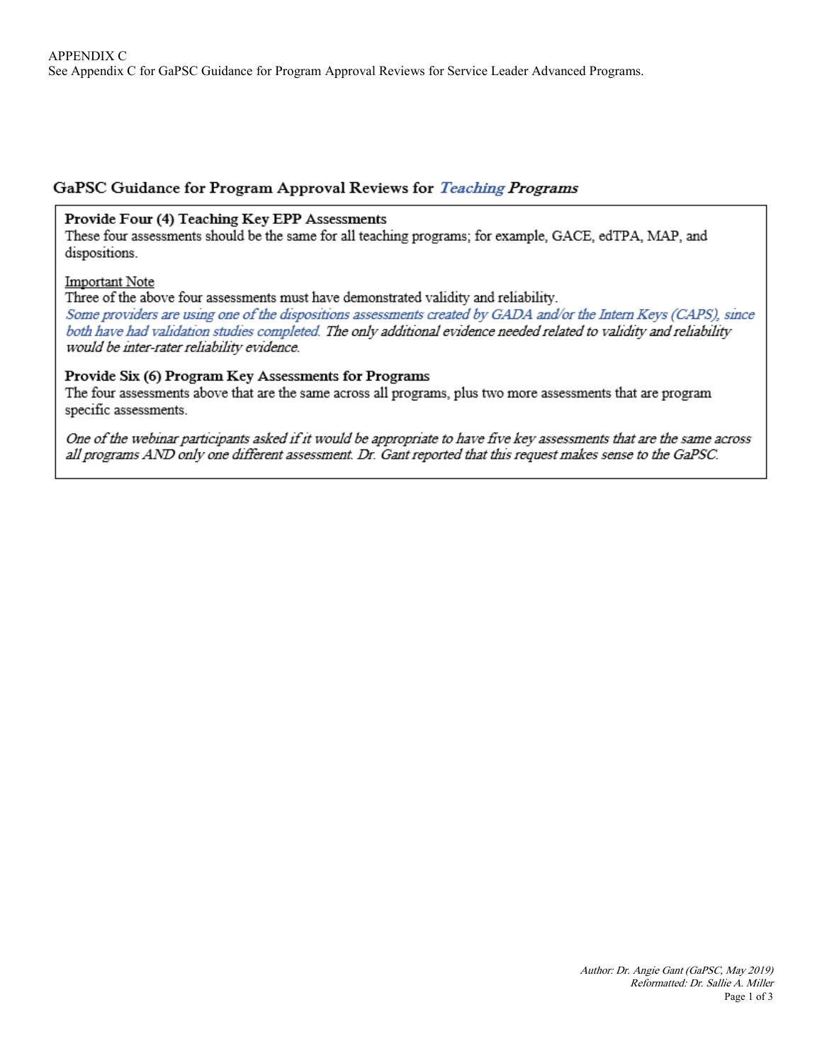APPENDIX C
See Appendix C for GaPSC Guidance for Program Approval Reviews for Service Leader Advanced Programs.

## GaPSC Guidance for Program Approval Reviews for *Teaching* Programs

### Provide Four (4) Teaching Key EPP Assessments

These four assessments should be the same for all teaching programs; for example, GACE, edTPA, MAP, and dispositions.

Important Note

Three of the above four assessments must have demonstrated validity and reliability.
*Some providers are using one of the dispositions assessments created by GADA and/or the Intern Keys (CAPS), since both have had validation studies completed. The only additional evidence needed related to validity and reliability would be inter-rater reliability evidence.*

### Provide Six (6) Program Key Assessments for Programs

The four assessments above that are the same across all programs, plus two more assessments that are program specific assessments.

*One of the webinar participants asked if it would be appropriate to have five key assessments that are the same across all programs AND only one different assessment. Dr. Gant reported that this request makes sense to the GaPSC.*

*Author: Dr. Angie Gant (GaPSC, May 2019)*
*Reformatted: Dr. Sallie A. Miller*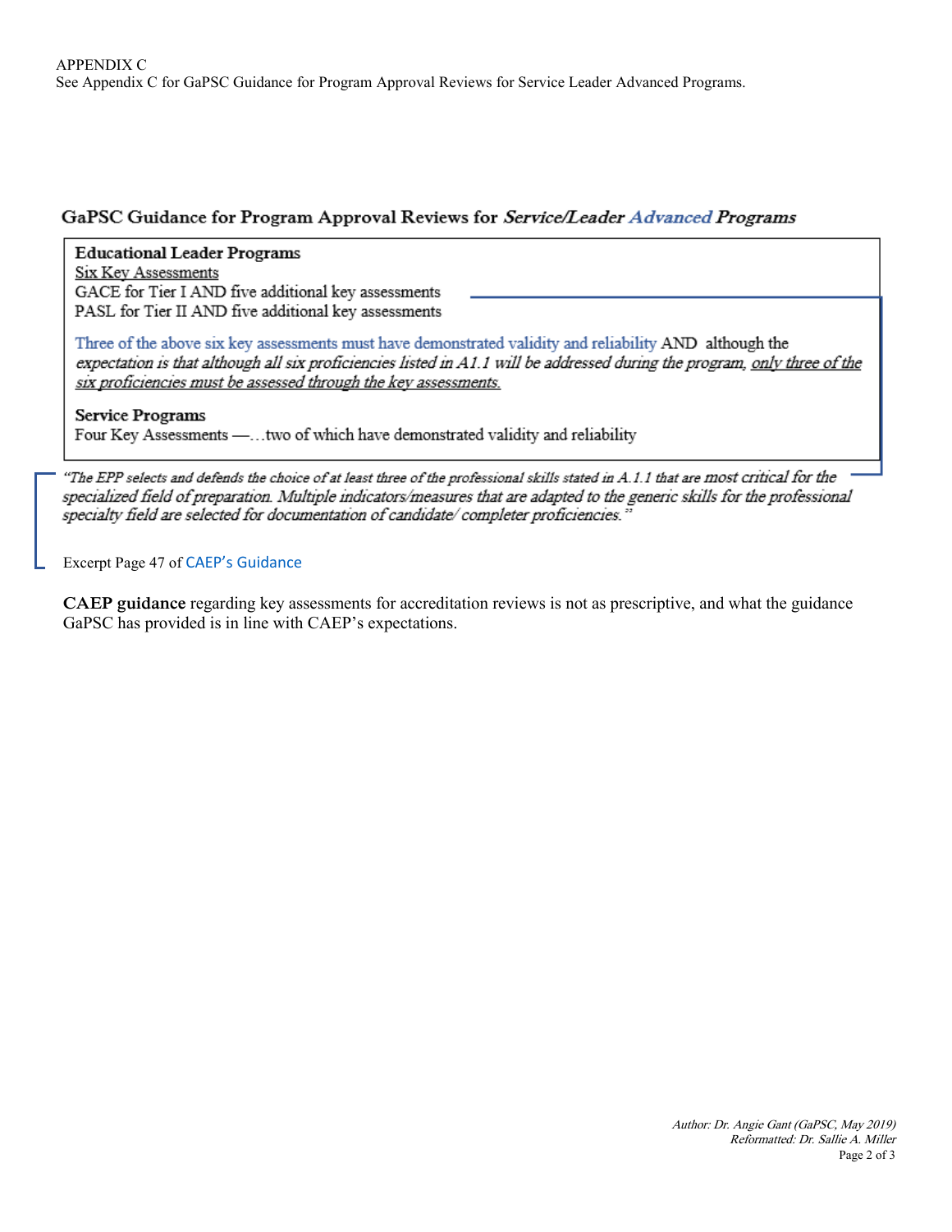APPENDIX C

See Appendix C for GaPSC Guidance for Program Approval Reviews for Service Leader Advanced Programs.

## GaPSC Guidance for Program Approval Reviews for *Service/Leader Advanced Programs*

**Educational Leader Programs**

Six Key Assessments

GACE for Tier I AND five additional key assessments

PASL for Tier II AND five additional key assessments

Three of the above six key assessments must have demonstrated validity and reliability AND although the *expectation is that although all six proficiencies listed in A1.1 will be addressed during the program, only three of the six proficiencies must be assessed through the key assessments.*

**Service Programs**

Four Key Assessments —…two of which have demonstrated validity and reliability

*"The EPP selects and defends the choice of at least three of the professional skills stated in A.1.1 that are most critical for the specialized field of preparation. Multiple indicators/measures that are adapted to the generic skills for the professional specialty field are selected for documentation of candidate/ completer proficiencies."*

Excerpt Page 47 of CAEP's Guidance

**CAEP guidance** regarding key assessments for accreditation reviews is not as prescriptive, and what the guidance GaPSC has provided is in line with CAEP's expectations.

*Author: Dr. Angie Gant (GaPSC, May 2019)*

*Reformatted: Dr. Sallie A. Miller*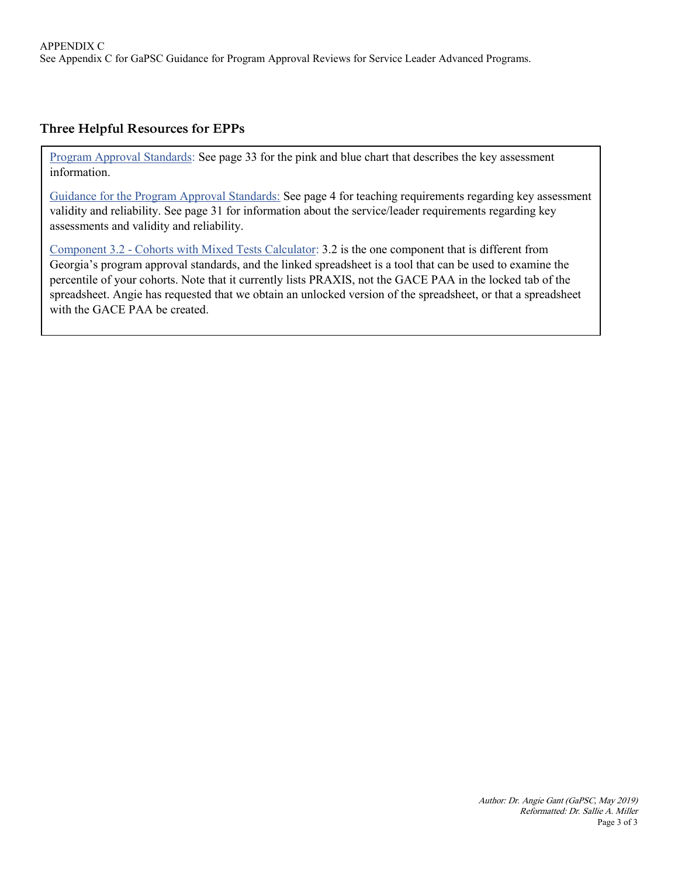APPENDIX C

See Appendix C for GaPSC Guidance for Program Approval Reviews for Service Leader Advanced Programs.

## Three Helpful Resources for EPPs

Program Approval Standards: See page 33 for the pink and blue chart that describes the key assessment information.

Guidance for the Program Approval Standards: See page 4 for teaching requirements regarding key assessment validity and reliability. See page 31 for information about the service/leader requirements regarding key assessments and validity and reliability.

Component 3.2 - Cohorts with Mixed Tests Calculator: 3.2 is the one component that is different from Georgia's program approval standards, and the linked spreadsheet is a tool that can be used to examine the percentile of your cohorts. Note that it currently lists PRAXIS, not the GACE PAA in the locked tab of the spreadsheet. Angie has requested that we obtain an unlocked version of the spreadsheet, or that a spreadsheet with the GACE PAA be created.

*Author: Dr. Angie Gant (GaPSC, May 2019)*
*Reformatted: Dr. Sallie A. Miller*